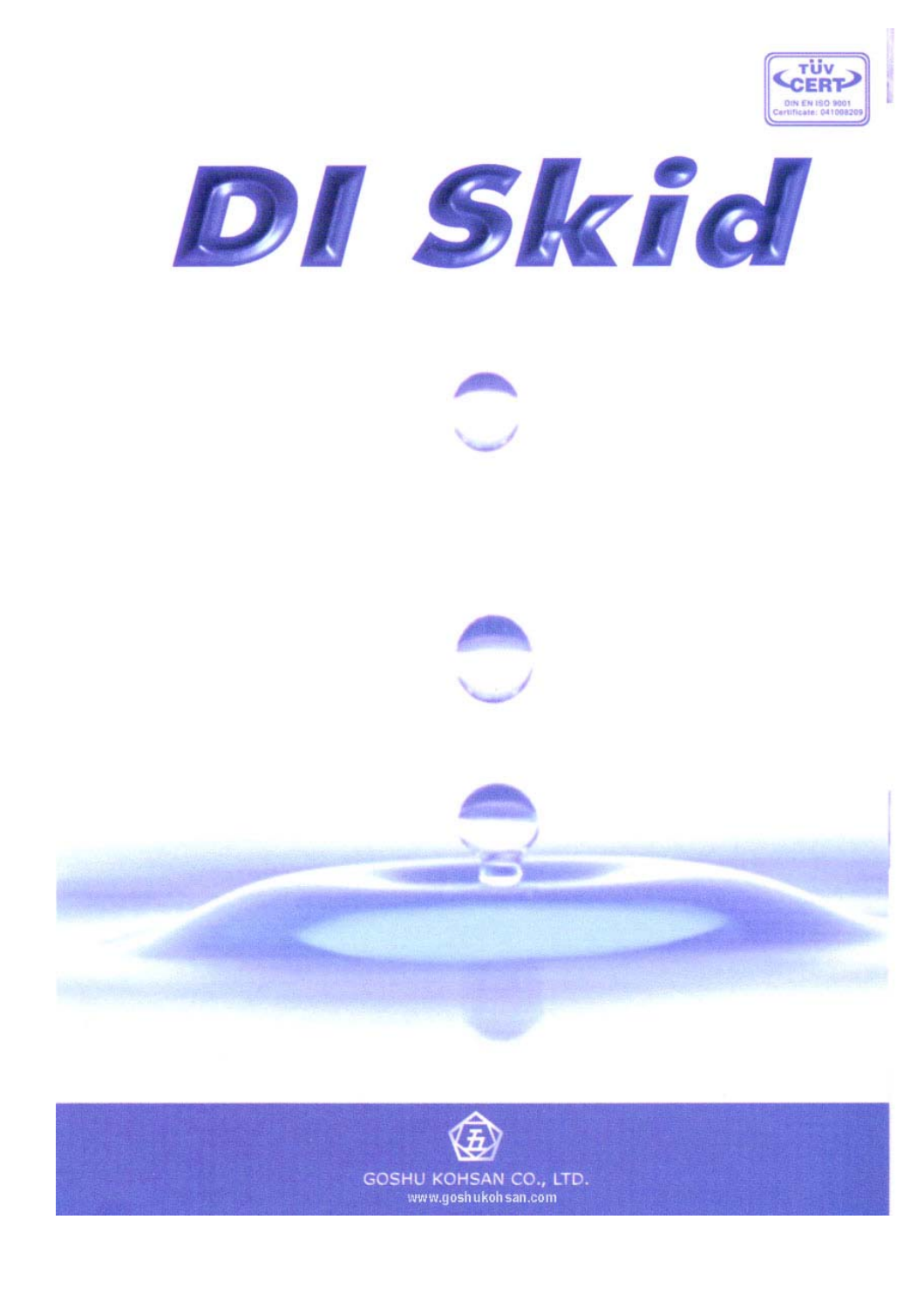TÜV CERT

DIN EN ISO 9001
Certificate: 041068209

# DI Skid

GOSHU KOHSAN CO., LTD.
www.goshukohsan.com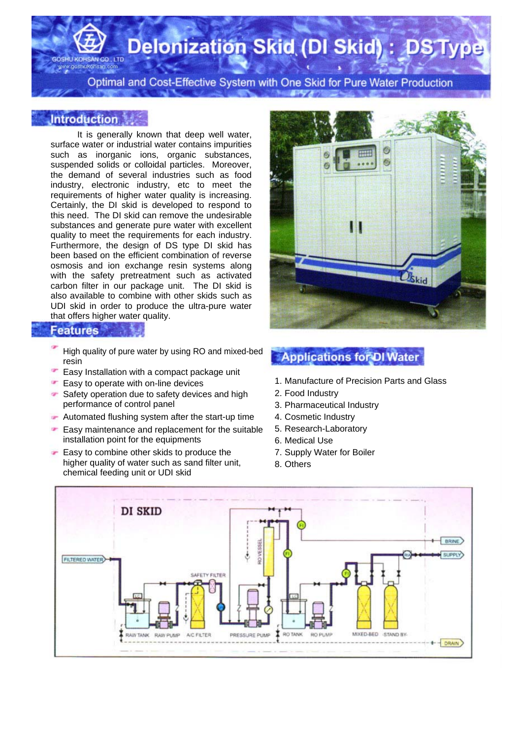# Delonization Skid (DI Skid) : DS Type

GOSHU KOHSAN CO., LTD
www.goshukohsan.com

Optimal and Cost-Effective System with One Skid for Pure Water Production

## Introduction

It is generally known that deep well water, surface water or industrial water contains impurities such as inorganic ions, organic substances, suspended solids or colloidal particles. Moreover, the demand of several industries such as food industry, electronic industry, etc to meet the requirements of higher water quality is increasing. Certainly, the DI skid is developed to respond to this need. The DI skid can remove the undesirable substances and generate pure water with excellent quality to meet the requirements for each industry. Furthermore, the design of DS type DI skid has been based on the efficient combination of reverse osmosis and ion exchange resin systems along with the safety pretreatment such as activated carbon filter in our package unit. The DI skid is also available to combine with other skids such as UDI skid in order to produce the ultra-pure water that offers higher water quality.

## Features

- High quality of pure water by using RO and mixed-bed resin
- Easy Installation with a compact package unit
- Easy to operate with on-line devices
- Safety operation due to safety devices and high performance of control panel
- Automated flushing system after the start-up time
- Easy maintenance and replacement for the suitable installation point for the equipments
- Easy to combine other skids to produce the higher quality of water such as sand filter unit, chemical feeding unit or UDI skid

## Applications for DI Water

1. Manufacture of Precision Parts and Glass
2. Food Industry
3. Pharmaceutical Industry
4. Cosmetic Industry
5. Research-Laboratory
6. Medical Use
7. Supply Water for Boiler
8. Others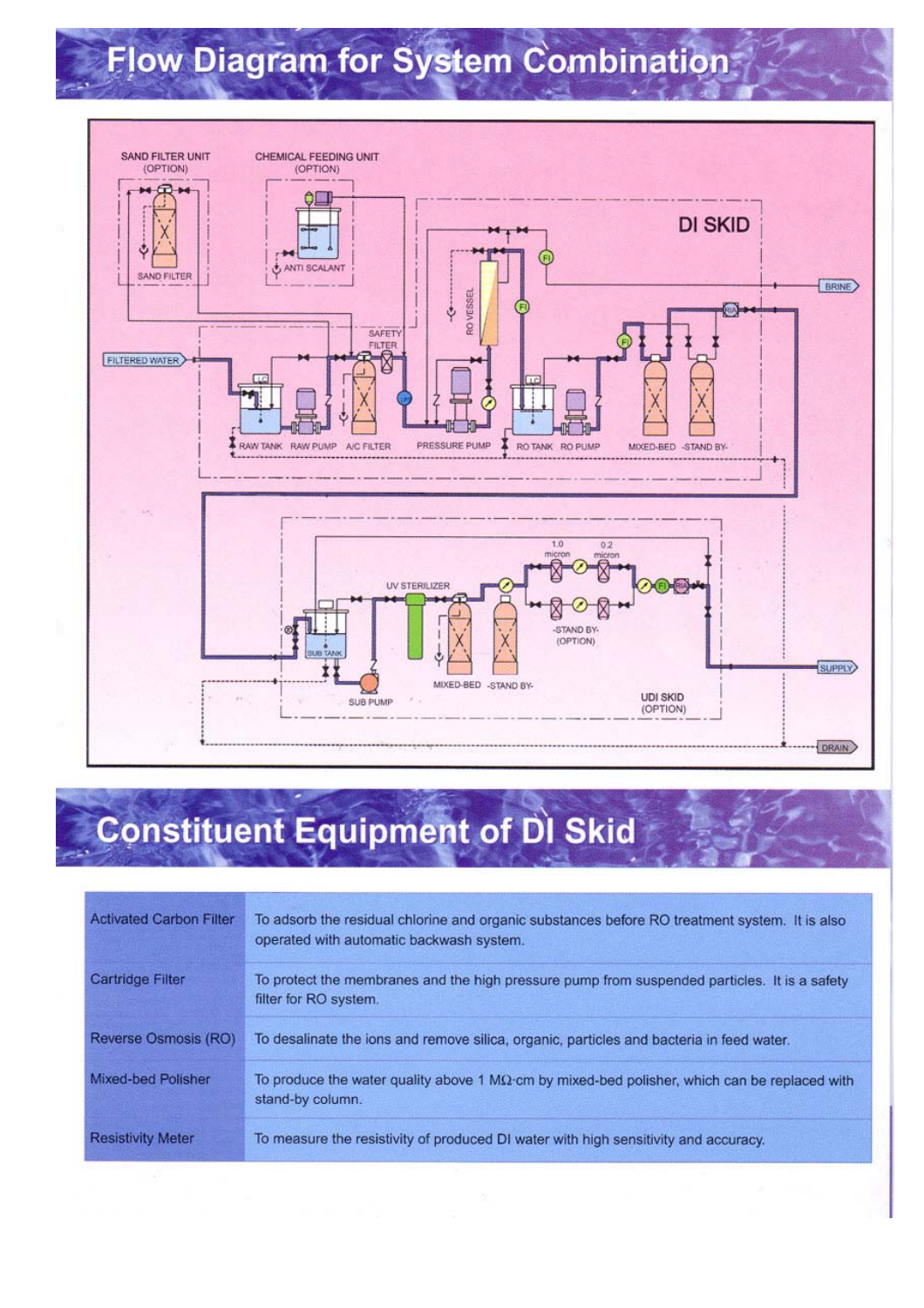# Flow Diagram for System Combination

SAND FILTER UNIT (OPTION)

CHEMICAL FEEDING UNIT (OPTION)

DI SKID

SAND FILTER

ANTI SCALANT

BRINE

FILTERED WATER

SAFETY FILTER

RO VESSEL

RAW TANK RAW PUMP A/C FILTER PRESSURE PUMP RO TANK RO PUMP MIXED-BED -STAND BY-

1.0 micron 0.2 micron

UV STERILIZER

SUB TANK

-STAND BY- (OPTION)

SUPPLY

MIXED-BED -STAND BY-

SUB PUMP

UDI SKID (OPTION)

DRAIN

# Constituent Equipment of DI Skid

| | |
|---|---|
| Activated Carbon Filter | To adsorb the residual chlorine and organic substances before RO treatment system. It is also operated with automatic backwash system. |
| Cartridge Filter | To protect the membranes and the high pressure pump from suspended particles. It is a safety filter for RO system. |
| Reverse Osmosis (RO) | To desalinate the ions and remove silica, organic, particles and bacteria in feed water. |
| Mixed-bed Polisher | To produce the water quality above 1 MΩ·cm by mixed-bed polisher, which can be replaced with stand-by column. |
| Resistivity Meter | To measure the resistivity of produced DI water with high sensitivity and accuracy. |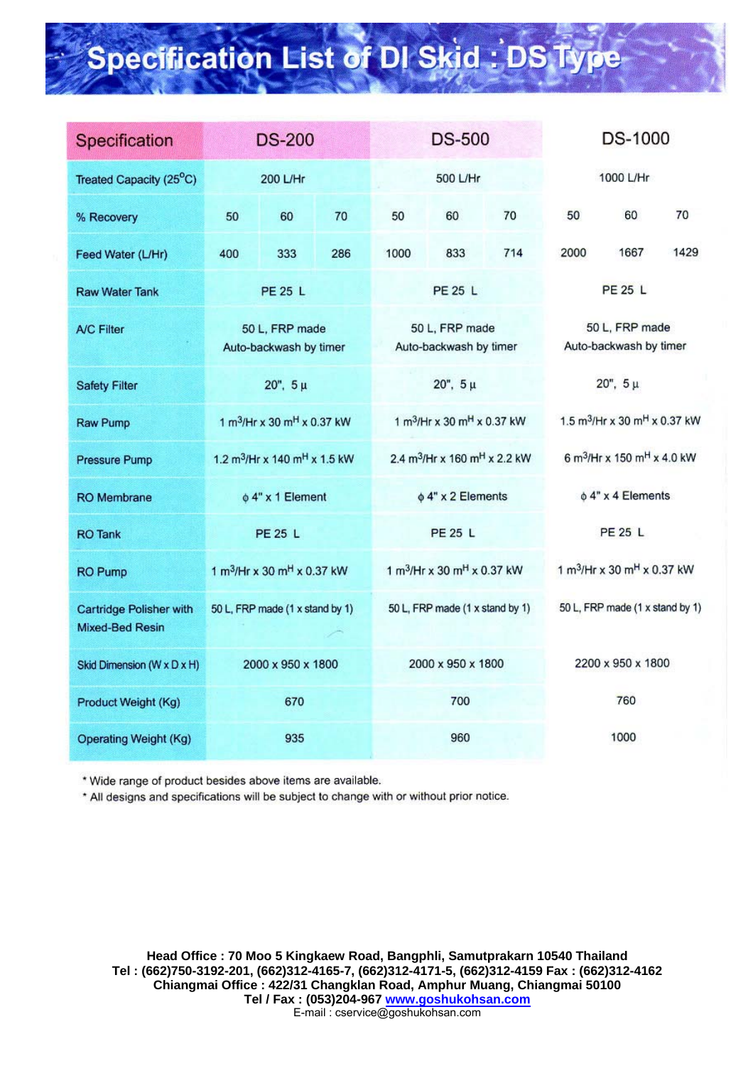# Specification List of DI Skid : DS Type

| Specification | DS-200 | | | DS-500 | | | DS-1000 | | |
|---|---|---|---|---|---|---|---|---|---|
| Treated Capacity (25°C) | 200 L/Hr | | | 500 L/Hr | | | 1000 L/Hr | | |
| % Recovery | 50 | 60 | 70 | 50 | 60 | 70 | 50 | 60 | 70 |
| Feed Water (L/Hr) | 400 | 333 | 286 | 1000 | 833 | 714 | 2000 | 1667 | 1429 |
| Raw Water Tank | PE 25 L | | | PE 25 L | | | PE 25 L | | |
| A/C Filter | 50 L, FRP made Auto-backwash by timer | | | 50 L, FRP made Auto-backwash by timer | | | 50 L, FRP made Auto-backwash by timer | | |
| Safety Filter | 20", 5 µ | | | 20", 5 µ | | | 20", 5 µ | | |
| Raw Pump | 1 $m^3$/Hr x 30 $m^H$ x 0.37 kW | | | 1 $m^3$/Hr x 30 $m^H$ x 0.37 kW | | | 1.5 $m^3$/Hr x 30 $m^H$ x 0.37 kW | | |
| Pressure Pump | 1.2 $m^3$/Hr x 140 $m^H$ x 1.5 kW | | | 2.4 $m^3$/Hr x 160 $m^H$ x 2.2 kW | | | 6 $m^3$/Hr x 150 $m^H$ x 4.0 kW | | |
| RO Membrane | ϕ 4" x 1 Element | | | ϕ 4" x 2 Elements | | | ϕ 4" x 4 Elements | | |
| RO Tank | PE 25 L | | | PE 25 L | | | PE 25 L | | |
| RO Pump | 1 $m^3$/Hr x 30 $m^H$ x 0.37 kW | | | 1 $m^3$/Hr x 30 $m^H$ x 0.37 kW | | | 1 $m^3$/Hr x 30 $m^H$ x 0.37 kW | | |
| Cartridge Polisher with Mixed-Bed Resin | 50 L, FRP made (1 x stand by 1) | | | 50 L, FRP made (1 x stand by 1) | | | 50 L, FRP made (1 x stand by 1) | | |
| Skid Dimension (W x D x H) | 2000 x 950 x 1800 | | | 2000 x 950 x 1800 | | | 2200 x 950 x 1800 | | |
| Product Weight (Kg) | 670 | | | 700 | | | 760 | | |
| Operating Weight (Kg) | 935 | | | 960 | | | 1000 | | |

* Wide range of product besides above items are available.
* All designs and specifications will be subject to change with or without prior notice.

**Head Office : 70 Moo 5 Kingkaew Road, Bangphli, Samutprakarn 10540 Thailand**
**Tel : (662)750-3192-201, (662)312-4165-7, (662)312-4171-5, (662)312-4159 Fax : (662)312-4162**
**Chiangmai Office : 422/31 Changklan Road, Amphur Muang, Chiangmai 50100**
**Tel / Fax : (053)204-967 www.goshukohsan.com**
E-mail : cservice@goshukohsan.com